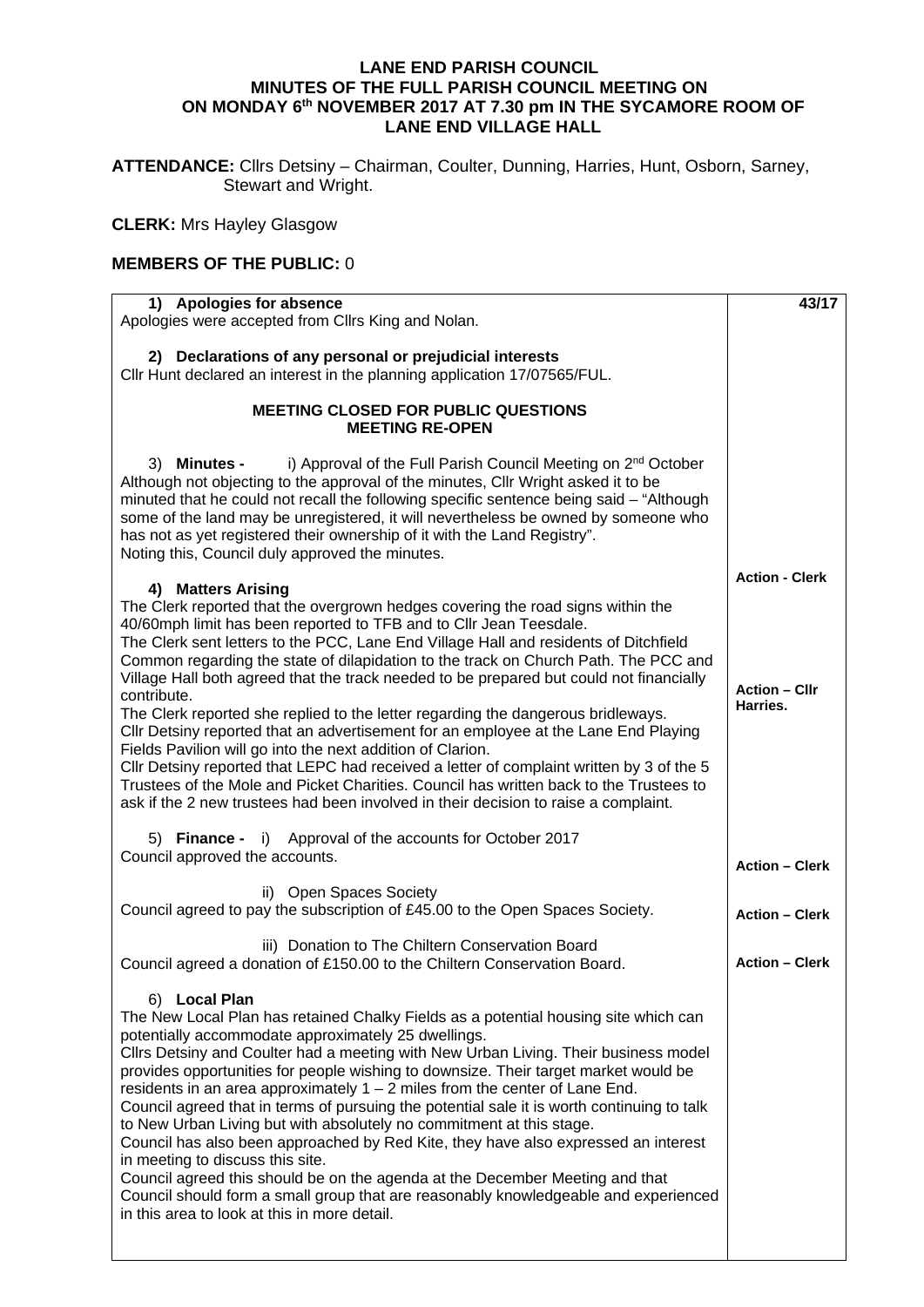# LANE END PARISH COUNCIL
## MINUTES OF THE FULL PARISH COUNCIL MEETING ON ON MONDAY 6th NOVEMBER 2017 AT 7.30 pm IN THE SYCAMORE ROOM OF LANE END VILLAGE HALL

**ATTENDANCE:** Cllrs Detsiny – Chairman, Coulter, Dunning, Harries, Hunt, Osborn, Sarney, Stewart and Wright.

**CLERK:** Mrs Hayley Glasgow

**MEMBERS OF THE PUBLIC:** 0

| | 43/17 |
|---|---|
| **1) Apologies for absence**<br>Apologies were accepted from Cllrs King and Nolan. | |
| **2) Declarations of any personal or prejudicial interests**<br>Cllr Hunt declared an interest in the planning application 17/07565/FUL. | |
| **MEETING CLOSED FOR PUBLIC QUESTIONS**<br>**MEETING RE-OPEN** | |
| 3) **Minutes -** i) Approval of the Full Parish Council Meeting on 2nd October<br>Although not objecting to the approval of the minutes, Cllr Wright asked it to be minuted that he could not recall the following specific sentence being said – "Although some of the land may be unregistered, it will nevertheless be owned by someone who has not as yet registered their ownership of it with the Land Registry".<br>Noting this, Council duly approved the minutes. | |
| **4) Matters Arising**<br>The Clerk reported that the overgrown hedges covering the road signs within the 40/60mph limit has been reported to TFB and to Cllr Jean Teesdale.<br>The Clerk sent letters to the PCC, Lane End Village Hall and residents of Ditchfield Common regarding the state of dilapidation to the track on Church Path. The PCC and Village Hall both agreed that the track needed to be prepared but could not financially contribute.<br>The Clerk reported she replied to the letter regarding the dangerous bridleways.<br>Cllr Detsiny reported that an advertisement for an employee at the Lane End Playing Fields Pavilion will go into the next addition of Clarion.<br>Cllr Detsiny reported that LEPC had received a letter of complaint written by 3 of the 5 Trustees of the Mole and Picket Charities. Council has written back to the Trustees to ask if the 2 new trustees had been involved in their decision to raise a complaint. | **Action - Clerk**<br><br>**Action – Cllr Harries.** |
| 5) **Finance -** i) Approval of the accounts for October 2017<br>Council approved the accounts. | **Action – Clerk** |
| ii) Open Spaces Society<br>Council agreed to pay the subscription of £45.00 to the Open Spaces Society. | **Action – Clerk** |
| iii) Donation to The Chiltern Conservation Board<br>Council agreed a donation of £150.00 to the Chiltern Conservation Board. | **Action – Clerk** |
| 6) **Local Plan**<br>The New Local Plan has retained Chalky Fields as a potential housing site which can potentially accommodate approximately 25 dwellings.<br>Cllrs Detsiny and Coulter had a meeting with New Urban Living. Their business model provides opportunities for people wishing to downsize. Their target market would be residents in an area approximately 1 – 2 miles from the center of Lane End.<br>Council agreed that in terms of pursuing the potential sale it is worth continuing to talk to New Urban Living but with absolutely no commitment at this stage.<br>Council has also been approached by Red Kite, they have also expressed an interest in meeting to discuss this site.<br>Council agreed this should be on the agenda at the December Meeting and that Council should form a small group that are reasonably knowledgeable and experienced in this area to look at this in more detail. | |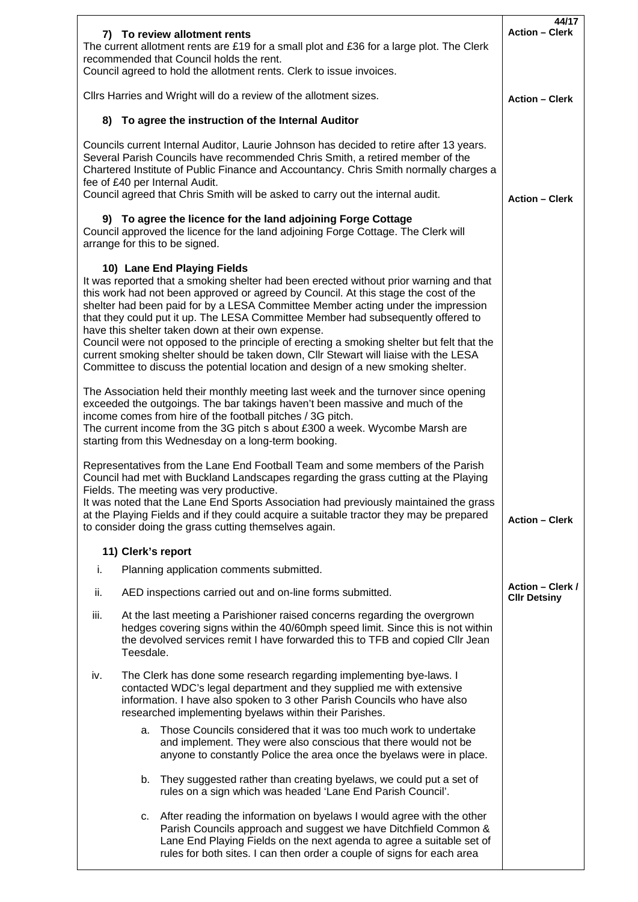44/17

### 7) To review allotment rents

**Action – Clerk**

The current allotment rents are £19 for a small plot and £36 for a large plot. The Clerk recommended that Council holds the rent.
Council agreed to hold the allotment rents. Clerk to issue invoices.

Cllrs Harries and Wright will do a review of the allotment sizes.

**Action – Clerk**

### 8) To agree the instruction of the Internal Auditor

Councils current Internal Auditor, Laurie Johnson has decided to retire after 13 years. Several Parish Councils have recommended Chris Smith, a retired member of the Chartered Institute of Public Finance and Accountancy. Chris Smith normally charges a fee of £40 per Internal Audit.
Council agreed that Chris Smith will be asked to carry out the internal audit.

**Action – Clerk**

### 9) To agree the licence for the land adjoining Forge Cottage

Council approved the licence for the land adjoining Forge Cottage. The Clerk will arrange for this to be signed.

### 10) Lane End Playing Fields

It was reported that a smoking shelter had been erected without prior warning and that this work had not been approved or agreed by Council. At this stage the cost of the shelter had been paid for by a LESA Committee Member acting under the impression that they could put it up. The LESA Committee Member had subsequently offered to have this shelter taken down at their own expense.
Council were not opposed to the principle of erecting a smoking shelter but felt that the current smoking shelter should be taken down, Cllr Stewart will liaise with the LESA Committee to discuss the potential location and design of a new smoking shelter.

The Association held their monthly meeting last week and the turnover since opening exceeded the outgoings. The bar takings haven't been massive and much of the income comes from hire of the football pitches / 3G pitch.
The current income from the 3G pitch s about £300 a week. Wycombe Marsh are starting from this Wednesday on a long-term booking.

Representatives from the Lane End Football Team and some members of the Parish Council had met with Buckland Landscapes regarding the grass cutting at the Playing Fields. The meeting was very productive.
It was noted that the Lane End Sports Association had previously maintained the grass at the Playing Fields and if they could acquire a suitable tractor they may be prepared to consider doing the grass cutting themselves again.

**Action – Clerk**

### 11) Clerk's report

i. Planning application comments submitted.

ii. AED inspections carried out and on-line forms submitted.

**Action – Clerk / Cllr Detsiny**

iii. At the last meeting a Parishioner raised concerns regarding the overgrown hedges covering signs within the 40/60mph speed limit. Since this is not within the devolved services remit I have forwarded this to TFB and copied Cllr Jean Teesdale.

iv. The Clerk has done some research regarding implementing bye-laws. I contacted WDC's legal department and they supplied me with extensive information. I have also spoken to 3 other Parish Councils who have also researched implementing byelaws within their Parishes.

   a. Those Councils considered that it was too much work to undertake and implement. They were also conscious that there would not be anyone to constantly Police the area once the byelaws were in place.

   b. They suggested rather than creating byelaws, we could put a set of rules on a sign which was headed 'Lane End Parish Council'.

   c. After reading the information on byelaws I would agree with the other Parish Councils approach and suggest we have Ditchfield Common & Lane End Playing Fields on the next agenda to agree a suitable set of rules for both sites. I can then order a couple of signs for each area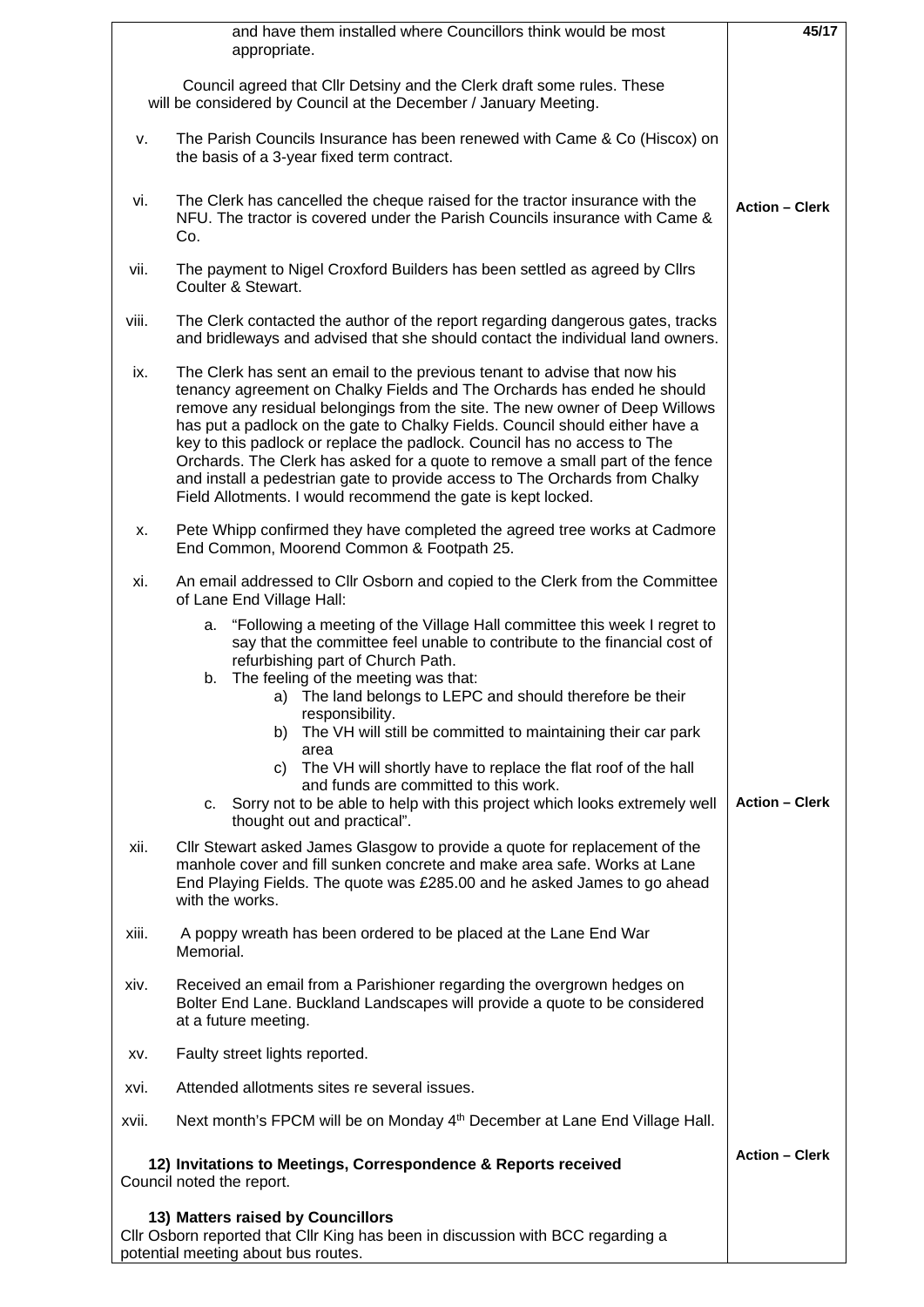and have them installed where Councillors think would be most appropriate.

Council agreed that Cllr Detsiny and the Clerk draft some rules. These will be considered by Council at the December / January Meeting.

v. The Parish Councils Insurance has been renewed with Came & Co (Hiscox) on the basis of a 3-year fixed term contract.

vi. The Clerk has cancelled the cheque raised for the tractor insurance with the NFU. The tractor is covered under the Parish Councils insurance with Came & Co. **Action – Clerk**

vii. The payment to Nigel Croxford Builders has been settled as agreed by Cllrs Coulter & Stewart.

viii. The Clerk contacted the author of the report regarding dangerous gates, tracks and bridleways and advised that she should contact the individual land owners.

ix. The Clerk has sent an email to the previous tenant to advise that now his tenancy agreement on Chalky Fields and The Orchards has ended he should remove any residual belongings from the site. The new owner of Deep Willows has put a padlock on the gate to Chalky Fields. Council should either have a key to this padlock or replace the padlock. Council has no access to The Orchards. The Clerk has asked for a quote to remove a small part of the fence and install a pedestrian gate to provide access to The Orchards from Chalky Field Allotments. I would recommend the gate is kept locked.

x. Pete Whipp confirmed they have completed the agreed tree works at Cadmore End Common, Moorend Common & Footpath 25.

xi. An email addressed to Cllr Osborn and copied to the Clerk from the Committee of Lane End Village Hall:

   a. "Following a meeting of the Village Hall committee this week I regret to say that the committee feel unable to contribute to the financial cost of refurbishing part of Church Path.
   b. The feeling of the meeting was that:
      a) The land belongs to LEPC and should therefore be their responsibility.
      b) The VH will still be committed to maintaining their car park area
      c) The VH will shortly have to replace the flat roof of the hall and funds are committed to this work.
   c. Sorry not to be able to help with this project which looks extremely well thought out and practical". **Action – Clerk**

xii. Cllr Stewart asked James Glasgow to provide a quote for replacement of the manhole cover and fill sunken concrete and make area safe. Works at Lane End Playing Fields. The quote was £285.00 and he asked James to go ahead with the works.

xiii. A poppy wreath has been ordered to be placed at the Lane End War Memorial.

xiv. Received an email from a Parishioner regarding the overgrown hedges on Bolter End Lane. Buckland Landscapes will provide a quote to be considered at a future meeting.

xv. Faulty street lights reported.

xvi. Attended allotments sites re several issues.

xvii. Next month's FPCM will be on Monday 4th December at Lane End Village Hall.

**Action – Clerk**

### 12) Invitations to Meetings, Correspondence & Reports received

Council noted the report.

### 13) Matters raised by Councillors

Cllr Osborn reported that Cllr King has been in discussion with BCC regarding a potential meeting about bus routes.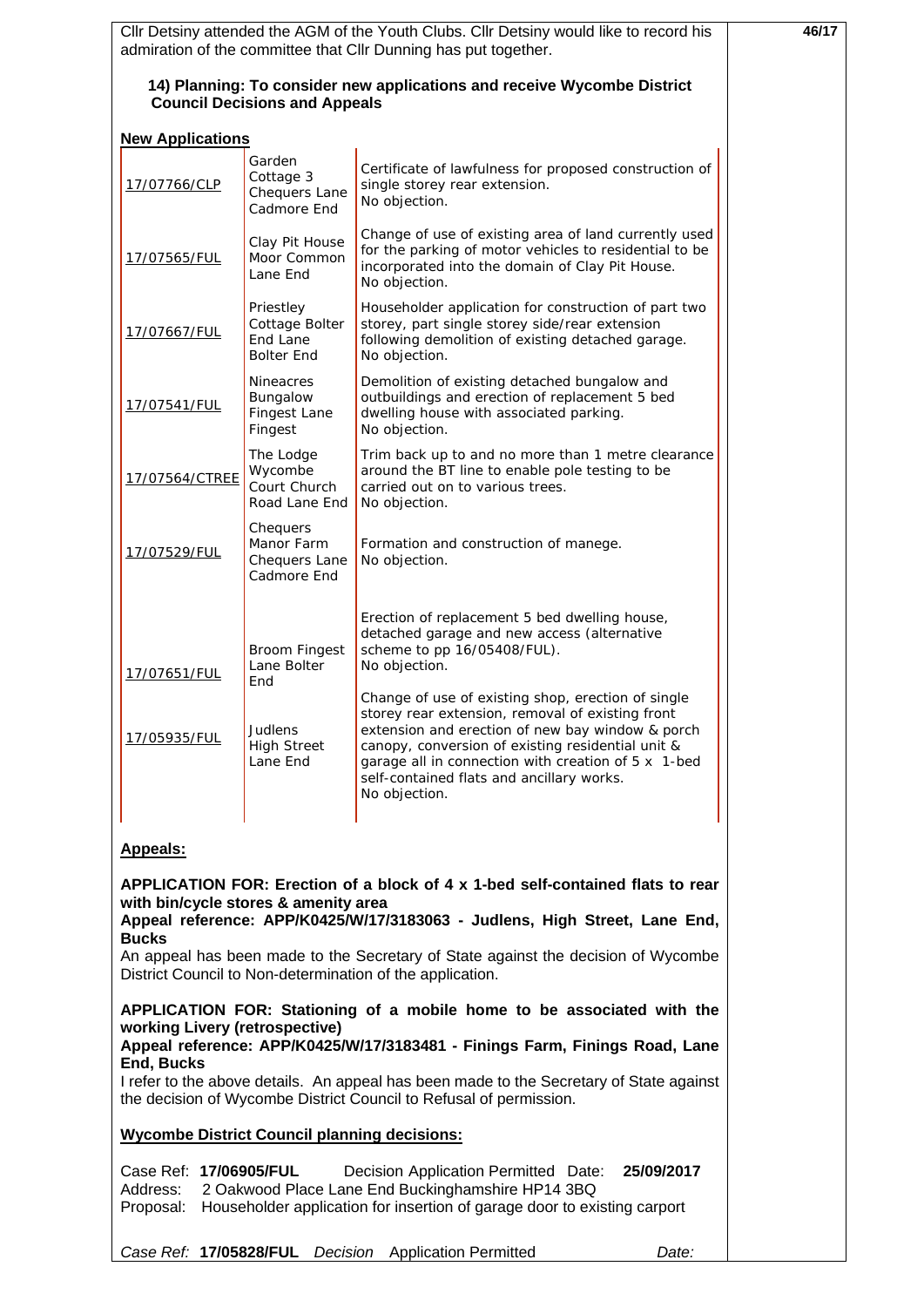Cllr Detsiny attended the AGM of the Youth Clubs. Cllr Detsiny would like to record his admiration of the committee that Cllr Dunning has put together.

46/17

### 14) Planning: To consider new applications and receive Wycombe District Council Decisions and Appeals

**New Applications**

| | | |
|---|---|---|
| 17/07766/CLP | Garden Cottage 3 Chequers Lane Cadmore End | Certificate of lawfulness for proposed construction of single storey rear extension. No objection. |
| 17/07565/FUL | Clay Pit House Moor Common Lane End | Change of use of existing area of land currently used for the parking of motor vehicles to residential to be incorporated into the domain of Clay Pit House. No objection. |
| 17/07667/FUL | Priestley Cottage Bolter End Lane Bolter End | Householder application for construction of part two storey, part single storey side/rear extension following demolition of existing detached garage. No objection. |
| 17/07541/FUL | Nineacres Bungalow Fingest Lane Fingest | Demolition of existing detached bungalow and outbuildings and erection of replacement 5 bed dwelling house with associated parking. No objection. |
| 17/07564/CTREE | The Lodge Wycombe Court Church Road Lane End | Trim back up to and no more than 1 metre clearance around the BT line to enable pole testing to be carried out on to various trees. No objection. |
| 17/07529/FUL | Chequers Manor Farm Chequers Lane Cadmore End | Formation and construction of manege. No objection. |
| 17/07651/FUL | Broom Fingest Lane Bolter End | Erection of replacement 5 bed dwelling house, detached garage and new access (alternative scheme to pp 16/05408/FUL). No objection. |
| 17/05935/FUL | Judlens High Street Lane End | Change of use of existing shop, erection of single storey rear extension, removal of existing front extension and erection of new bay window & porch canopy, conversion of existing residential unit & garage all in connection with creation of 5 x 1-bed self-contained flats and ancillary works. No objection. |

**Appeals:**

**APPLICATION FOR: Erection of a block of 4 x 1-bed self-contained flats to rear with bin/cycle stores & amenity area**
**Appeal reference: APP/K0425/W/17/3183063 - Judlens, High Street, Lane End, Bucks**
An appeal has been made to the Secretary of State against the decision of Wycombe District Council to Non-determination of the application.

**APPLICATION FOR: Stationing of a mobile home to be associated with the working Livery (retrospective)**
**Appeal reference: APP/K0425/W/17/3183481 - Finings Farm, Finings Road, Lane End, Bucks**
I refer to the above details. An appeal has been made to the Secretary of State against the decision of Wycombe District Council to Refusal of permission.

**Wycombe District Council planning decisions:**

Case Ref: **17/06905/FUL** Decision Application Permitted Date: **25/09/2017**
Address: 2 Oakwood Place Lane End Buckinghamshire HP14 3BQ
Proposal: Householder application for insertion of garage door to existing carport

*Case Ref:* **17/05828/FUL** *Decision* Application Permitted *Date:*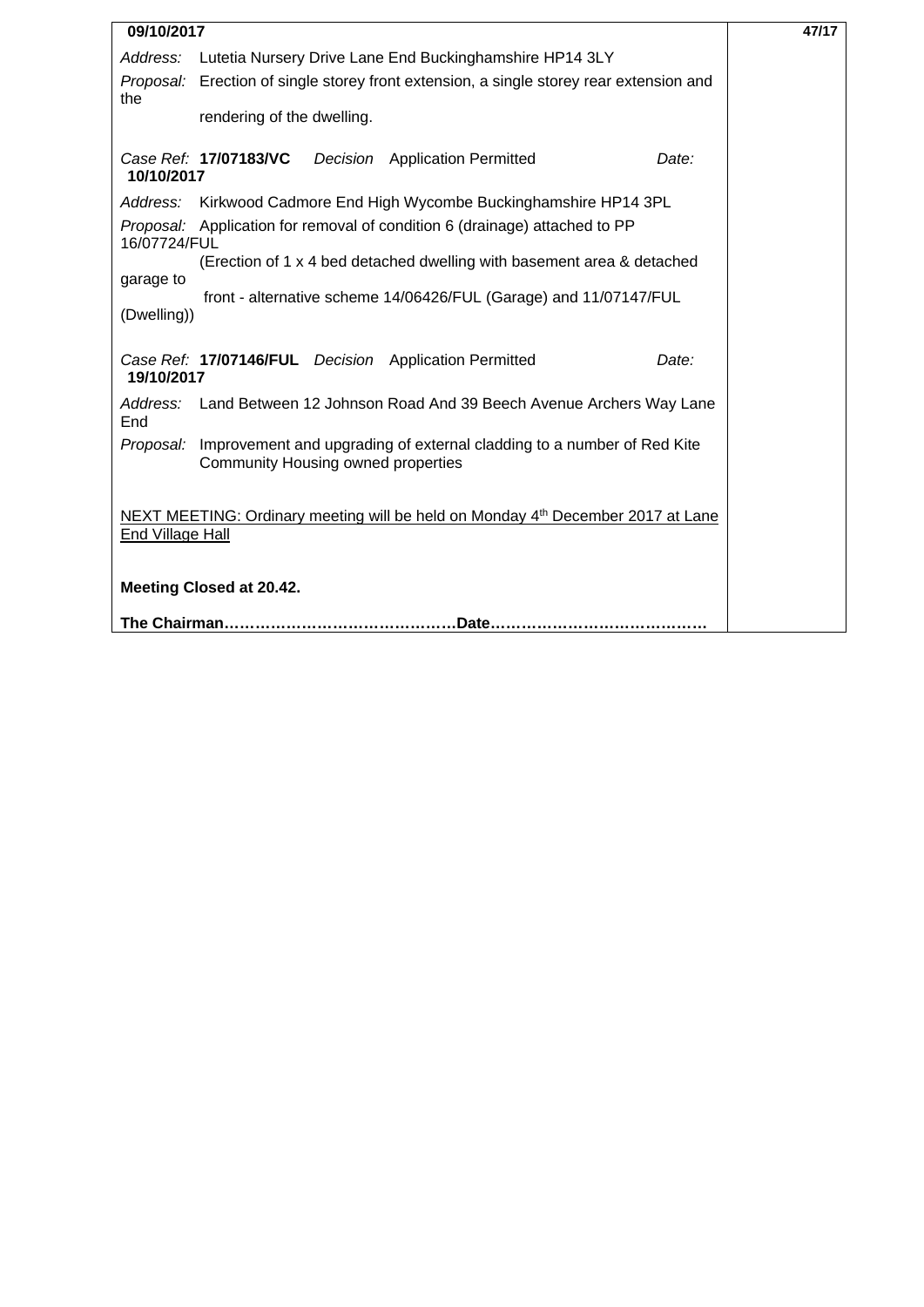**09/10/2017**

*Address:* Lutetia Nursery Drive Lane End Buckinghamshire HP14 3LY

*Proposal:* Erection of single storey front extension, a single storey rear extension and the rendering of the dwelling.

*Case Ref:* **17/07183/VC** *Decision* Application Permitted *Date:* **10/10/2017**

*Address:* Kirkwood Cadmore End High Wycombe Buckinghamshire HP14 3PL

*Proposal:* Application for removal of condition 6 (drainage) attached to PP 16/07724/FUL (Erection of 1 x 4 bed detached dwelling with basement area & detached garage to front - alternative scheme 14/06426/FUL (Garage) and 11/07147/FUL (Dwelling))

*Case Ref:* **17/07146/FUL** *Decision* Application Permitted *Date:* **19/10/2017**

*Address:* Land Between 12 Johnson Road And 39 Beech Avenue Archers Way Lane End

*Proposal:* Improvement and upgrading of external cladding to a number of Red Kite Community Housing owned properties

NEXT MEETING: Ordinary meeting will be held on Monday 4th December 2017 at Lane End Village Hall

**Meeting Closed at 20.42.**

**The Chairman……………………………………Date……………………………………**